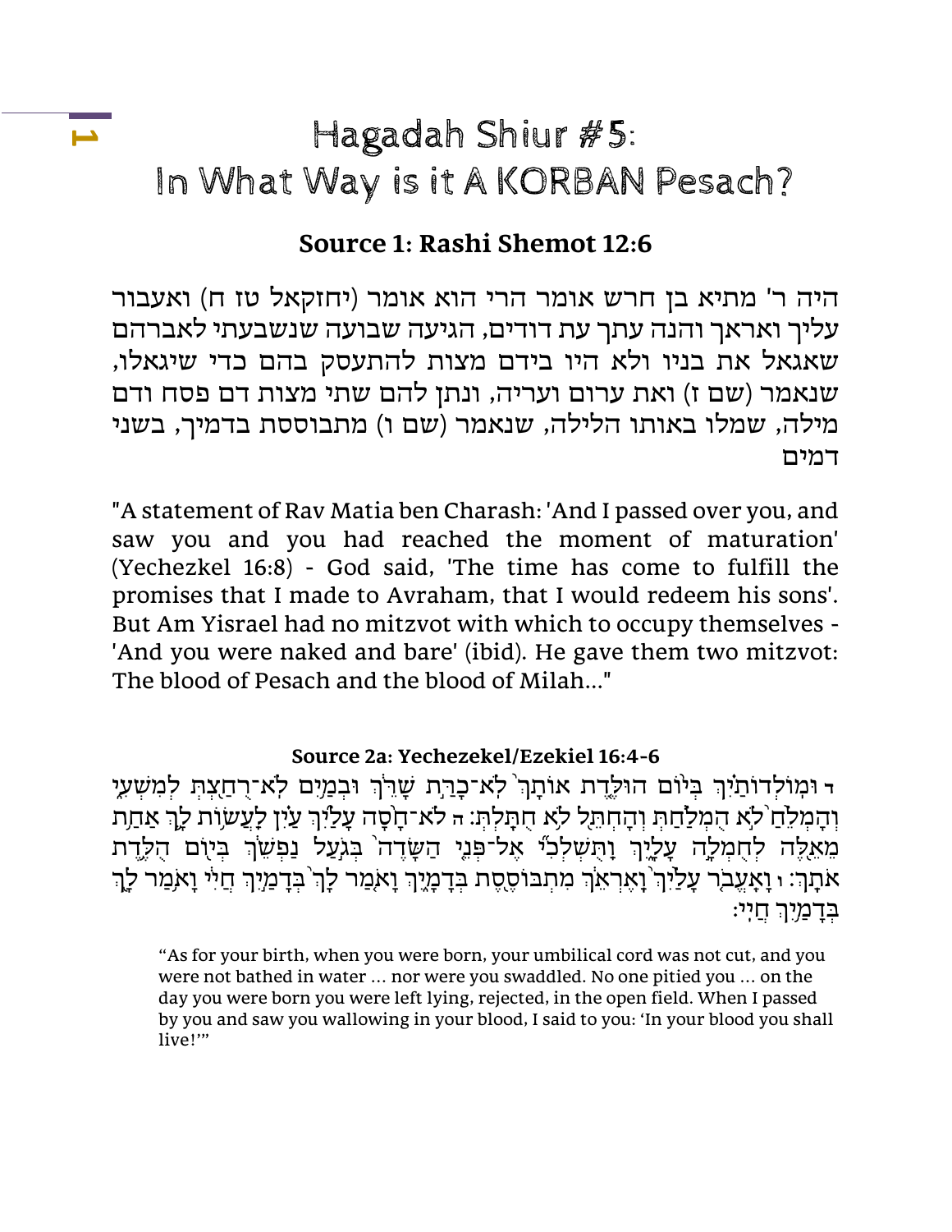# Hagadah Shiur #5:
# In What Way is it A KORBAN Pesach?

## Source 1: Rashi Shemot 12:6

היה ר' מתיא בן חרש אומר הרי הוא אומר (יחזקאל טז ח) ואעבור עליך ואראך והנה עתך עת דודים, הגיעה שבועה שנשבעתי לאברהם שאגאל את בניו ולא היו בידם מצות להתעסק בהם כדי שיגאלו, שנאמר (שם ז) ואת ערום ועריה, ונתן להם שתי מצות דם פסח ודם מילה, שמלו באותו הלילה, שנאמר (שם ו) מתבוססת בדמיך, בשני דמים

"A statement of Rav Matia ben Charash: 'And I passed over you, and saw you and you had reached the moment of maturation' (Yechezkel 16:8) - God said, 'The time has come to fulfill the promises that I made to Avraham, that I would redeem his sons'. But Am Yisrael had no mitzvot with which to occupy themselves - 'And you were naked and bare' (ibid). He gave them two mitzvot: The blood of Pesach and the blood of Milah..."

### Source 2a: Yechezekel/Ezekiel 16:4-6

ד וּמוֹלְדוֹתַ֗יִךְ בְּי֨וֹם הוּלֶּ֤דֶת אוֹתָךְ֙ לֹא־כָרַּ֣ת שָׁרֵּ֔ךְ וּבְמַ֥יִם לֹא־רֻחַ֖צְתְּ לְמִשְׁעִ֑י וְהָמְלֵ֙חַ֙ לֹ֣א הֻמְלַ֔חַתְּ וְהָחְתֵּ֖ל לֹ֥א חֻתָּֽלְתְּ׃ ה לֹא־חָ֨סָה עָלַ֜יִךְ עַ֗יִן לַעֲשׂ֥וֹת לָ֛ךְ אַחַ֥ת מֵאֵ֖לֶּה לְחֻמְלָ֣ה עָלָ֑יִךְ וַתֻּשְׁלְכִ֞י אֶל־פְּנֵ֤י הַשָּׂדֶה֙ בְּגֹ֣עַל נַפְשֵׁ֔ךְ בְּי֖וֹם הֻלֶּ֥דֶת אֹתָֽךְ׃ ו וָאֶעֱבֹ֤ר עָלַ֙יִךְ֙ וָֽאֶרְאֵ֔ךְ מִתְבּוֹסֶ֖סֶת בְּדָמָ֑יִךְ וָאֹ֤מַר לָךְ֙ בְּדָמַ֣יִךְ חֲיִ֔י וָאֹ֥מַר לָ֖ךְ בְּדָמַ֥יִךְ חֲיִֽי׃

"As for your birth, when you were born, your umbilical cord was not cut, and you were not bathed in water ... nor were you swaddled. No one pitied you ... on the day you were born you were left lying, rejected, in the open field. When I passed by you and saw you wallowing in your blood, I said to you: 'In your blood you shall live!'"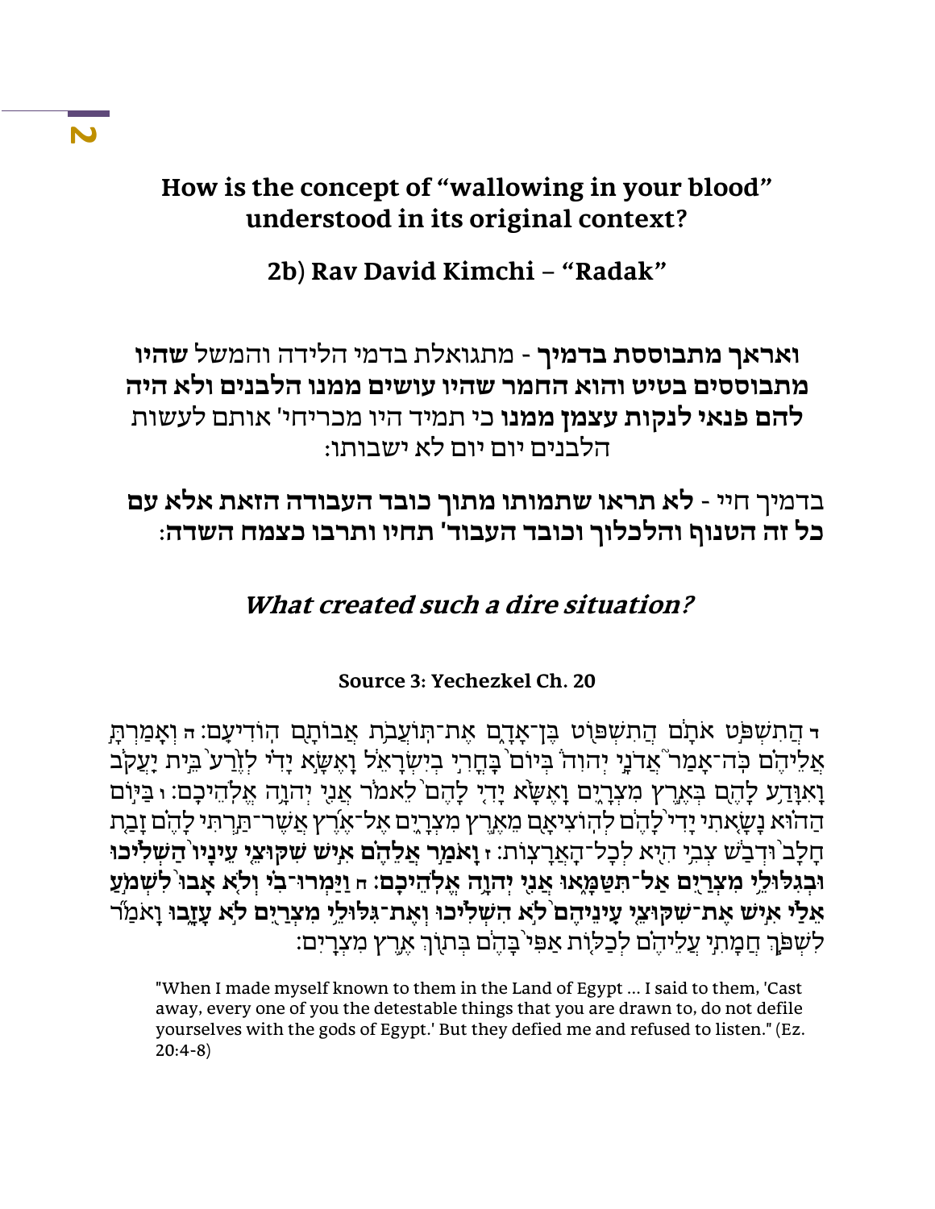## How is the concept of "wallowing in your blood" understood in its original context?

### 2b) Rav David Kimchi – "Radak"

**ואראך מתבוססת בדמיך** - מתגואלת בדמי הלידה והמשל **שהיו מתבוססים בטיט והוא החמר שהיו עושים ממנו הלבנים ולא היה להם פנאי לנקות עצמן ממנו** כי תמיד היו מכריחי' אותם לעשות הלבנים יום יום לא ישבותו:

בדמיך חיי - **לא תראו שתמותו מתוך כובד העבודה הזאת אלא עם כל זה הטנוף והלכלוך וכובד העבוד' תחיו ותרבו כצמח השדה:**

## *What created such a dire situation?*

**Source 3: Yechezkel Ch. 20**

ד הֲתִשְׁפֹּט אֹתָם הֲתִשְׁפּוֹט בֶּן־אָדָם אֶת־תּוֹעֲבֹת אֲבוֹתָם הוֹדִיעֵם: ה וְאָמַרְתָּ אֲלֵיהֶם כֹּה־אָמַר אֲדֹנָי יְהוִה בְּיוֹם בָּחֳרִי בְיִשְׂרָאֵל וָאֶשָּׂא יָדִי לְזֶרַע בֵּית יַעֲקֹב וָאִוָּדַע לָהֶם בְּאֶרֶץ מִצְרָיִם וָאֶשָּׂא יָדִי לָהֶם לֵאמֹר אֲנִי יְהוָה אֱלֹהֵיכֶם: ו בַּיּוֹם הַהוּא נָשָׂאתִי יָדִי לָהֶם לְהוֹצִיאָם מֵאֶרֶץ מִצְרָיִם אֶל־אֶרֶץ אֲשֶׁר־תַּרְתִּי לָהֶם זָבַת חָלָב וּדְבַשׁ צְבִי הִיא לְכָל־הָאֲרָצוֹת: ז **וָאֹמַר אֲלֵהֶם אִישׁ שִׁקּוּצֵי עֵינָיו הַשְׁלִיכוּ וּבְגִלּוּלֵי מִצְרַיִם אַל־תִּטַּמָּאוּ אֲנִי יְהוָה אֱלֹהֵיכֶם:** ח **וַיַּמְרוּ־בִי וְלֹא אָבוּ לִשְׁמֹעַ אֵלַי אִישׁ אֶת־שִׁקּוּצֵי עֵינֵיהֶם לֹא הִשְׁלִיכוּ וְאֶת־גִּלּוּלֵי מִצְרַיִם לֹא עָזָבוּ** וָאֹמַר לִשְׁפֹּךְ חֲמָתִי עֲלֵיהֶם לְכַלּוֹת אַפִּי בָּהֶם בְּתוֹךְ אֶרֶץ מִצְרָיִם:

"When I made myself known to them in the Land of Egypt ... I said to them, 'Cast away, every one of you the detestable things that you are drawn to, do not defile yourselves with the gods of Egypt.' But they defied me and refused to listen." (Ez. 20:4-8)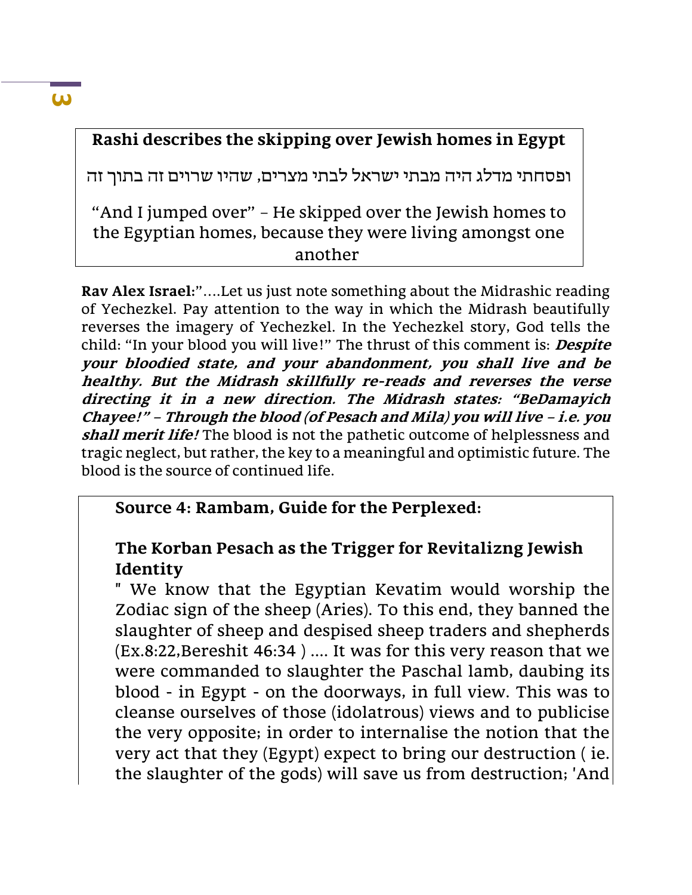**Rashi describes the skipping over Jewish homes in Egypt**

ופסחתי מדלג היה מבתי ישראל לבתי מצרים, שהיו שרוים זה בתוך זה

“And I jumped over” – He skipped over the Jewish homes to the Egyptian homes, because they were living amongst one another

**Rav Alex Israel:**”….Let us just note something about the Midrashic reading of Yechezkel. Pay attention to the way in which the Midrash beautifully reverses the imagery of Yechezkel. In the Yechezkel story, God tells the child: “In your blood you will live!” The thrust of this comment is: ***Despite your bloodied state, and your abandonment, you shall live and be healthy. But the Midrash skillfully re-reads and reverses the verse directing it in a new direction. The Midrash states: “BeDamayich Chayee!” – Through the blood (of Pesach and Mila) you will live – i.e. you shall merit life!*** The blood is not the pathetic outcome of helplessness and tragic neglect, but rather, the key to a meaningful and optimistic future. The blood is the source of continued life.

**Source 4: Rambam, Guide for the Perplexed:**

**The Korban Pesach as the Trigger for Revitalizng Jewish Identity**

" We know that the Egyptian Kevatim would worship the Zodiac sign of the sheep (Aries). To this end, they banned the slaughter of sheep and despised sheep traders and shepherds (Ex.8:22,Bereshit 46:34 ) …. It was for this very reason that we were commanded to slaughter the Paschal lamb, daubing its blood - in Egypt - on the doorways, in full view. This was to cleanse ourselves of those (idolatrous) views and to publicise the very opposite; in order to internalise the notion that the very act that they (Egypt) expect to bring our destruction ( ie. the slaughter of the gods) will save us from destruction; 'And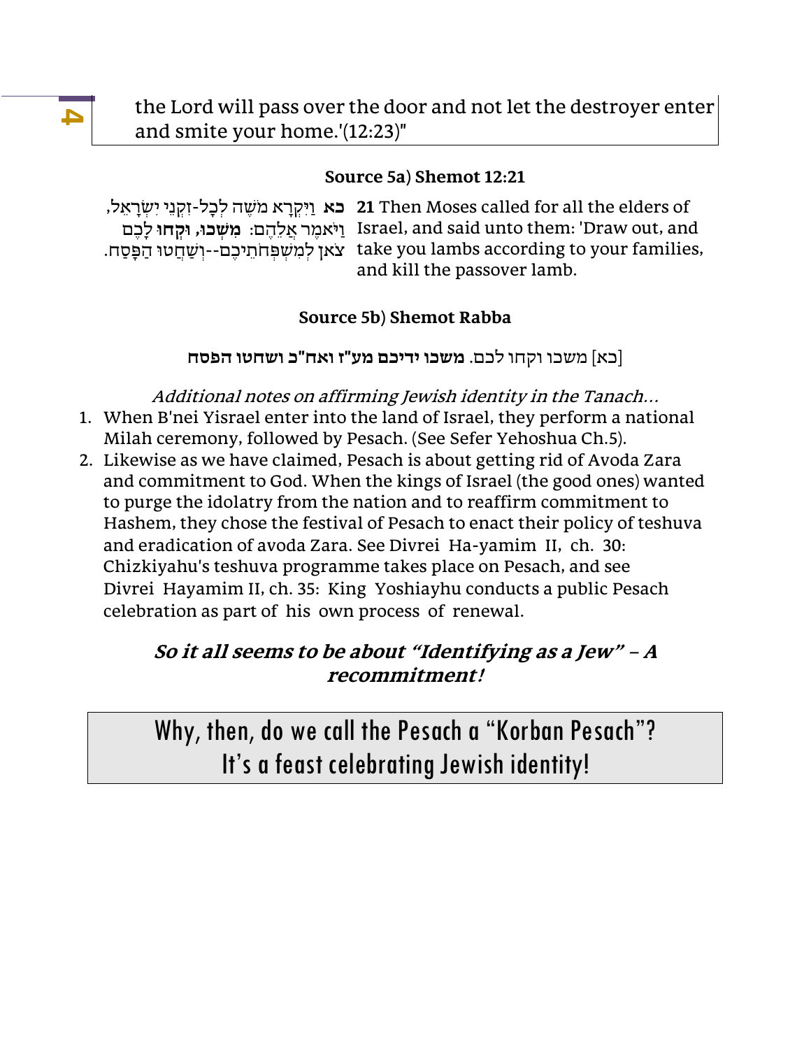the Lord will pass over the door and not let the destroyer enter and smite your home.'(12:23)"

**Source 5a) Shemot 12:21**

| | |
|---|---|
| **כא** וַיִּקְרָא מֹשֶׁה לְכָל-זִקְנֵי יִשְׂרָאֵל, וַיֹּאמֶר אֲלֵהֶם: **מִשְׁכוּ, וּקְחוּ** לָכֶם צֹאן לְמִשְׁפְּחֹתֵיכֶם--וְשַׁחֲטוּ הַפָּסַח. | **21** Then Moses called for all the elders of Israel, and said unto them: 'Draw out, and take you lambs according to your families, and kill the passover lamb. |

**Source 5b) Shemot Rabba**

[כא] משכו וקחו לכם. **משכו ידיכם מע"ז ואח"כ ושחטו הפסח**

*Additional notes on affirming Jewish identity in the Tanach…*

1. When B'nei Yisrael enter into the land of Israel, they perform a national Milah ceremony, followed by Pesach. (See Sefer Yehoshua Ch.5).
2. Likewise as we have claimed, Pesach is about getting rid of Avoda Zara and commitment to God. When the kings of Israel (the good ones) wanted to purge the idolatry from the nation and to reaffirm commitment to Hashem, they chose the festival of Pesach to enact their policy of teshuva and eradication of avoda Zara. See Divrei Ha-yamim II, ch. 30: Chizkiyahu's teshuva programme takes place on Pesach, and see Divrei Hayamim II, ch. 35: King Yoshiayhu conducts a public Pesach celebration as part of his own process of renewal.

***So it all seems to be about "Identifying as a Jew" – A recommitment!***

Why, then, do we call the Pesach a "Korban Pesach"?
It's a feast celebrating Jewish identity!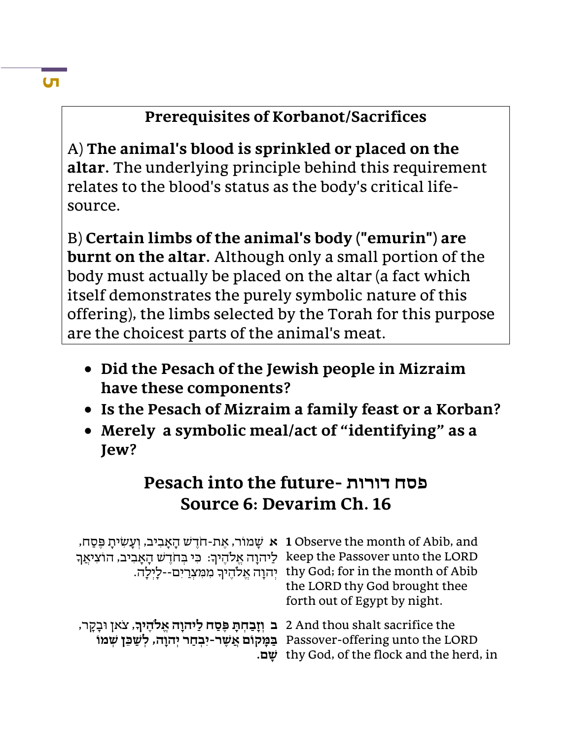## Prerequisites of Korbanot/Sacrifices

A) **The animal's blood is sprinkled or placed on the altar**. The underlying principle behind this requirement relates to the blood's status as the body's critical life-source.

B) **Certain limbs of the animal's body ("emurin") are burnt on the altar**. Although only a small portion of the body must actually be placed on the altar (a fact which itself demonstrates the purely symbolic nature of this offering), the limbs selected by the Torah for this purpose are the choicest parts of the animal's meat.

- **Did the Pesach of the Jewish people in Mizraim have these components?**
- **Is the Pesach of Mizraim a family feast or a Korban?**
- **Merely a symbolic meal/act of "identifying" as a Jew?**

## Pesach into the future- פסח דורות
## Source 6: Devarim Ch. 16

| | |
|---|---|
| **1** Observe the month of Abib, and keep the Passover unto the LORD thy God; for in the month of Abib the LORD thy God brought thee forth out of Egypt by night. | **א** שָׁמוֹר, אֶת-חֹדֶשׁ הָאָבִיב, וְעָשִׂיתָ פֶּסַח, לַיהוָה אֱלֹהֶיךָ: כִּי בְּחֹדֶשׁ הָאָבִיב, הוֹצִיאֲךָ יְהוָה אֱלֹהֶיךָ מִמִּצְרַיִם--לָיְלָה. |
| 2 And thou shalt sacrifice the Passover-offering unto the LORD thy God, of the flock and the herd, in | **ב** **וְזָבַחְתָּ פֶּסַח לַיהוָה אֱלֹהֶיךָ**, צֹאן וּבָקָר, **בַּמָּקוֹם אֲשֶׁר-יִבְחַר יְהוָה, לְשַׁכֵּן שְׁמוֹ שָׁם.** |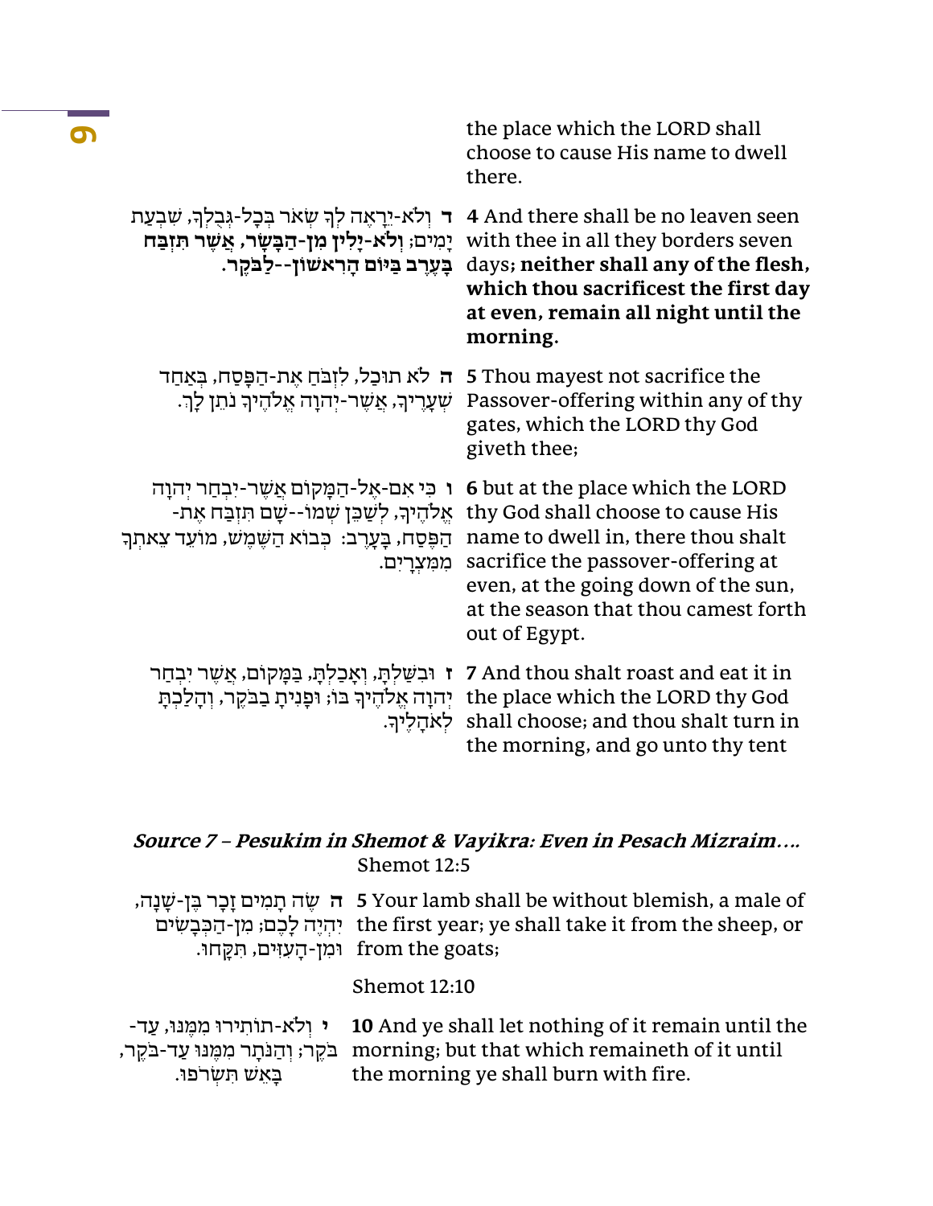the place which the LORD shall choose to cause His name to dwell there.

| | |
|---|---|
| **4** And there shall be no leaven seen with thee in all they borders seven days; **neither shall any of the flesh, which thou sacrificest the first day at even, remain all night until the morning.** | **ד** וְלֹא-יֵרָאֶה לְךָ שְׂאֹר בְּכָל-גְּבֻלְךָ, שִׁבְעַת יָמִים; **וְלֹא-יָלִין מִן-הַבָּשָׂר, אֲשֶׁר תִּזְבַּח בָּעֶרֶב בַּיּוֹם הָרִאשׁוֹן--לַבֹּקֶר.** |
| **5** Thou mayest not sacrifice the Passover-offering within any of thy gates, which the LORD thy God giveth thee; | **ה** לֹא תוּכַל, לִזְבֹּחַ אֶת-הַפָּסַח, בְּאַחַד שְׁעָרֶיךָ, אֲשֶׁר-יְהוָה אֱלֹהֶיךָ נֹתֵן לָךְ. |
| **6** but at the place which the LORD thy God shall choose to cause His name to dwell in, there thou shalt sacrifice the passover-offering at even, at the going down of the sun, at the season that thou camest forth out of Egypt. | **ו** כִּי אִם-אֶל-הַמָּקוֹם אֲשֶׁר-יִבְחַר יְהוָה אֱלֹהֶיךָ, לְשַׁכֵּן שְׁמוֹ--שָׁם תִּזְבַּח אֶת-הַפֶּסַח, בָּעָרֶב: כְּבוֹא הַשֶּׁמֶשׁ, מוֹעֵד צֵאתְךָ מִמִּצְרָיִם. |
| **7** And thou shalt roast and eat it in the place which the LORD thy God shall choose; and thou shalt turn in the morning, and go unto thy tent | **ז** וּבִשַּׁלְתָּ, וְאָכַלְתָּ, בַּמָּקוֹם, אֲשֶׁר יִבְחַר יְהוָה אֱלֹהֶיךָ בּוֹ; וּפָנִיתָ בַבֹּקֶר, וְהָלַכְתָּ לְאֹהָלֶיךָ. |

### *Source 7 – Pesukim in Shemot & Vayikra: Even in Pesach Mizraim….*

Shemot 12:5

| | |
|---|---|
| **5** Your lamb shall be without blemish, a male of the first year; ye shall take it from the sheep, or from the goats; | **ה** שֶׂה תָמִים זָכָר בֶּן-שָׁנָה, יִהְיֶה לָכֶם; מִן-הַכְּבָשִׂים וּמִן-הָעִזִּים, תִּקָּחוּ. |

Shemot 12:10

| | |
|---|---|
| **10** And ye shall let nothing of it remain until the morning; but that which remaineth of it until the morning ye shall burn with fire. | **י** וְלֹא-תוֹתִירוּ מִמֶּנּוּ, עַד-בֹּקֶר; וְהַנֹּתָר מִמֶּנּוּ עַד-בֹּקֶר, בָּאֵשׁ תִּשְׂרֹפוּ. |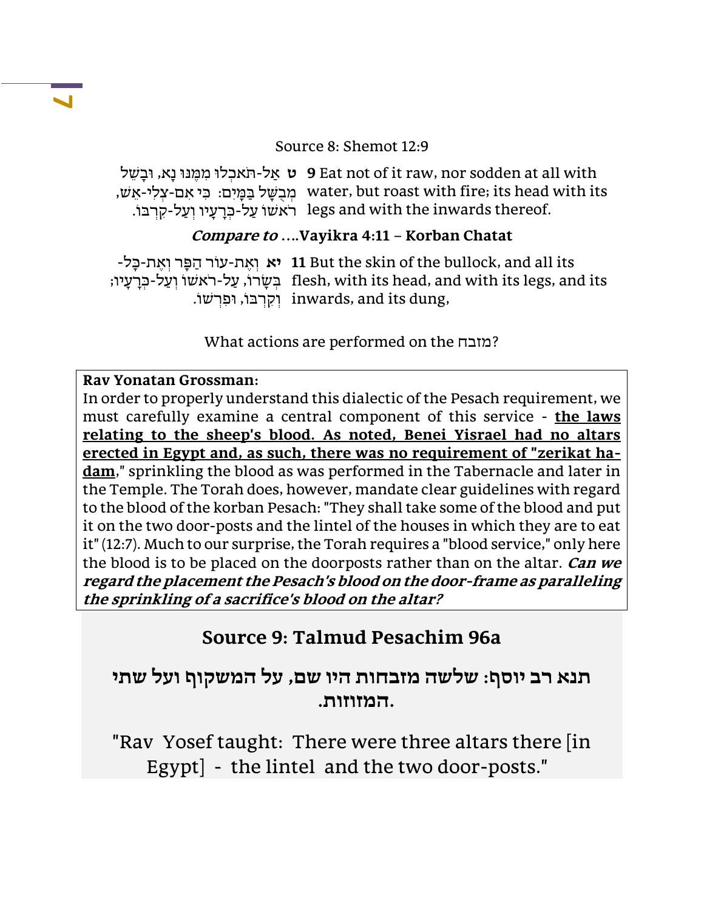Source 8: Shemot 12:9

| | |
|---|---|
| **9** Eat not of it raw, nor sodden at all with water, but roast with fire; its head with its legs and with the inwards thereof. | **ט** אַל-תֹּאכְלוּ מִמֶּנּוּ נָא, וּבָשֵׁל מְבֻשָּׁל בַּמָּיִם: כִּי אִם-צְלִי-אֵשׁ, רֹאשׁוֹ עַל-כְּרָעָיו וְעַל-קִרְבּוֹ. |

***Compare to* ….Vayikra 4:11 – Korban Chatat**

| | |
|---|---|
| **11** But the skin of the bullock, and all its flesh, with its head, and with its legs, and its inwards, and its dung, | **יא** וְאֶת-עוֹר הַפָּר וְאֶת-כָּל-בְּשָׂרוֹ, עַל-רֹאשׁוֹ וְעַל-כְּרָעָיו; וְקִרְבּוֹ, וּפִרְשׁוֹ. |

What actions are performed on the מזבח?

**Rav Yonatan Grossman:**
In order to properly understand this dialectic of the Pesach requirement, we must carefully examine a central component of this service - **the laws relating to the sheep's blood. As noted, Benei Yisrael had no altars erected in Egypt and, as such, there was no requirement of "zerikat ha-dam**," sprinkling the blood as was performed in the Tabernacle and later in the Temple. The Torah does, however, mandate clear guidelines with regard to the blood of the korban Pesach: "They shall take some of the blood and put it on the two door-posts and the lintel of the houses in which they are to eat it" (12:7). Much to our surprise, the Torah requires a "blood service," only here the blood is to be placed on the doorposts rather than on the altar. ***Can we regard the placement the Pesach's blood on the door-frame as paralleling the sprinkling of a sacrifice's blood on the altar?***

## Source 9: Talmud Pesachim 96a

**תנא רב יוסף: שלשה מזבחות היו שם, על המשקוף ועל שתי המזוזות.**

"Rav Yosef taught: There were three altars there [in Egypt] - the lintel and the two door-posts."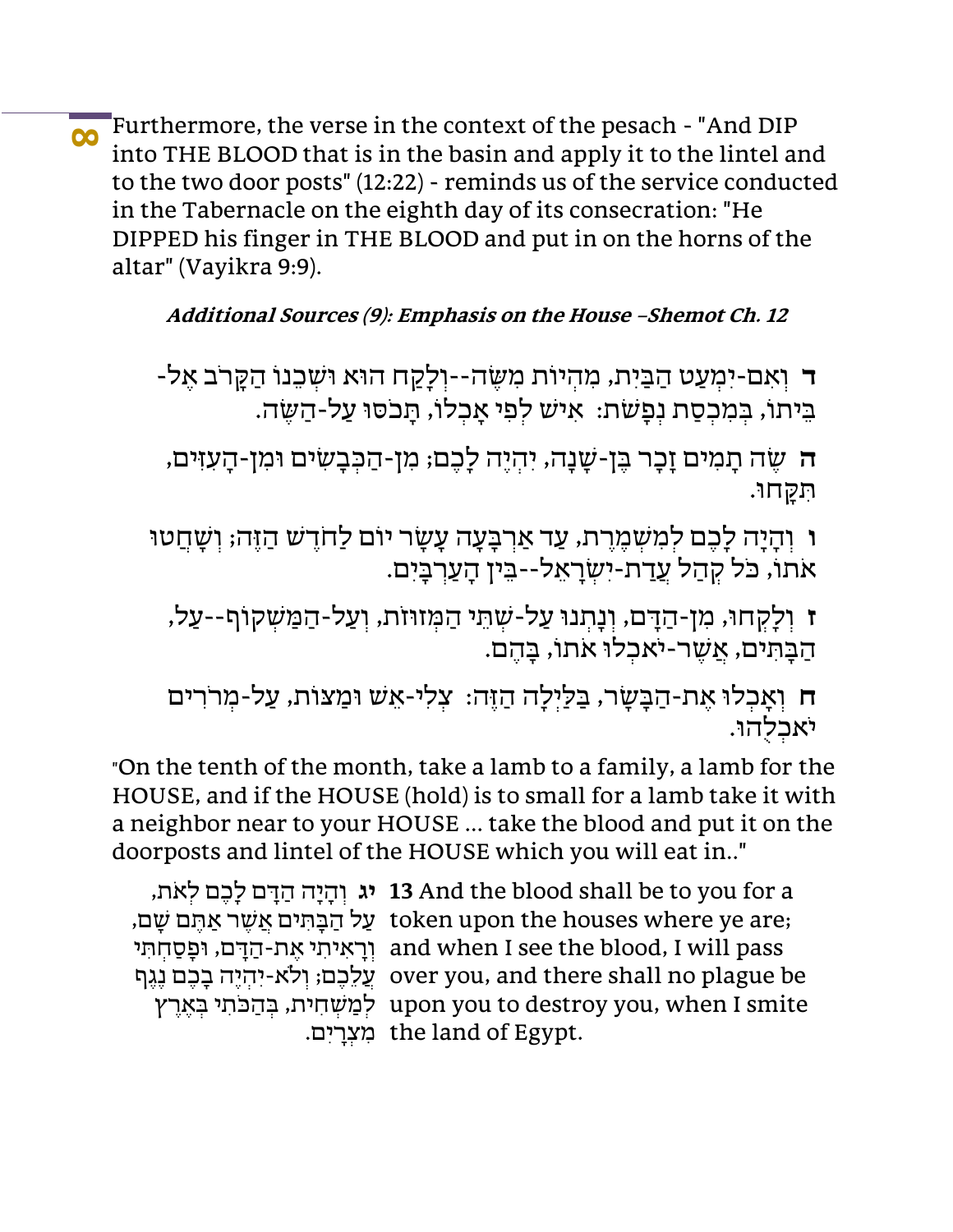8 Furthermore, the verse in the context of the pesach - "And DIP into THE BLOOD that is in the basin and apply it to the lintel and to the two door posts" (12:22) - reminds us of the service conducted in the Tabernacle on the eighth day of its consecration: "He DIPPED his finger in THE BLOOD and put in on the horns of the altar" (Vayikra 9:9).

***Additional Sources (9): Emphasis on the House –Shemot Ch. 12***

**ד** וְאִם-יִמְעַט הַבַּיִת, מִהְיוֹת מִשֶּׂה--וְלָקַח הוּא וּשְׁכֵנוֹ הַקָּרֹב אֶל-בֵּיתוֹ, בְּמִכְסַת נְפָשֹׁת: אִישׁ לְפִי אָכְלוֹ, תָּכֹסּוּ עַל-הַשֶּׂה.

**ה** שֶׂה תָמִים זָכָר בֶּן-שָׁנָה, יִהְיֶה לָכֶם; מִן-הַכְּבָשִׂים וּמִן-הָעִזִּים, תִּקָּחוּ.

**ו** וְהָיָה לָכֶם לְמִשְׁמֶרֶת, עַד אַרְבָּעָה עָשָׂר יוֹם לַחֹדֶשׁ הַזֶּה; וְשָׁחֲטוּ אֹתוֹ, כֹּל קְהַל עֲדַת-יִשְׂרָאֵל--בֵּין הָעַרְבָּיִם.

**ז** וְלָקְחוּ, מִן-הַדָּם, וְנָתְנוּ עַל-שְׁתֵּי הַמְּזוּזֹת, וְעַל-הַמַּשְׁקוֹף--עַל, הַבָּתִּים, אֲשֶׁר-יֹאכְלוּ אֹתוֹ, בָּהֶם.

**ח** וְאָכְלוּ אֶת-הַבָּשָׂר, בַּלַּיְלָה הַזֶּה: צְלִי-אֵשׁ וּמַצּוֹת, עַל-מְרֹרִים יֹאכְלֻהוּ.

"On the tenth of the month, take a lamb to a family, a lamb for the HOUSE, and if the HOUSE (hold) is to small for a lamb take it with a neighbor near to your HOUSE ... take the blood and put it on the doorposts and lintel of the HOUSE which you will eat in.."

| | |
|---|---|
| **13** And the blood shall be to you for a token upon the houses where ye are; and when I see the blood, I will pass over you, and there shall no plague be upon you to destroy you, when I smite the land of Egypt. | **יג** וְהָיָה הַדָּם לָכֶם לְאֹת, עַל הַבָּתִּים אֲשֶׁר אַתֶּם שָׁם, וְרָאִיתִי אֶת-הַדָּם, וּפָסַחְתִּי עֲלֵכֶם; וְלֹא-יִהְיֶה בָכֶם נֶגֶף לְמַשְׁחִית, בְּהַכֹּתִי בְּאֶרֶץ מִצְרָיִם. |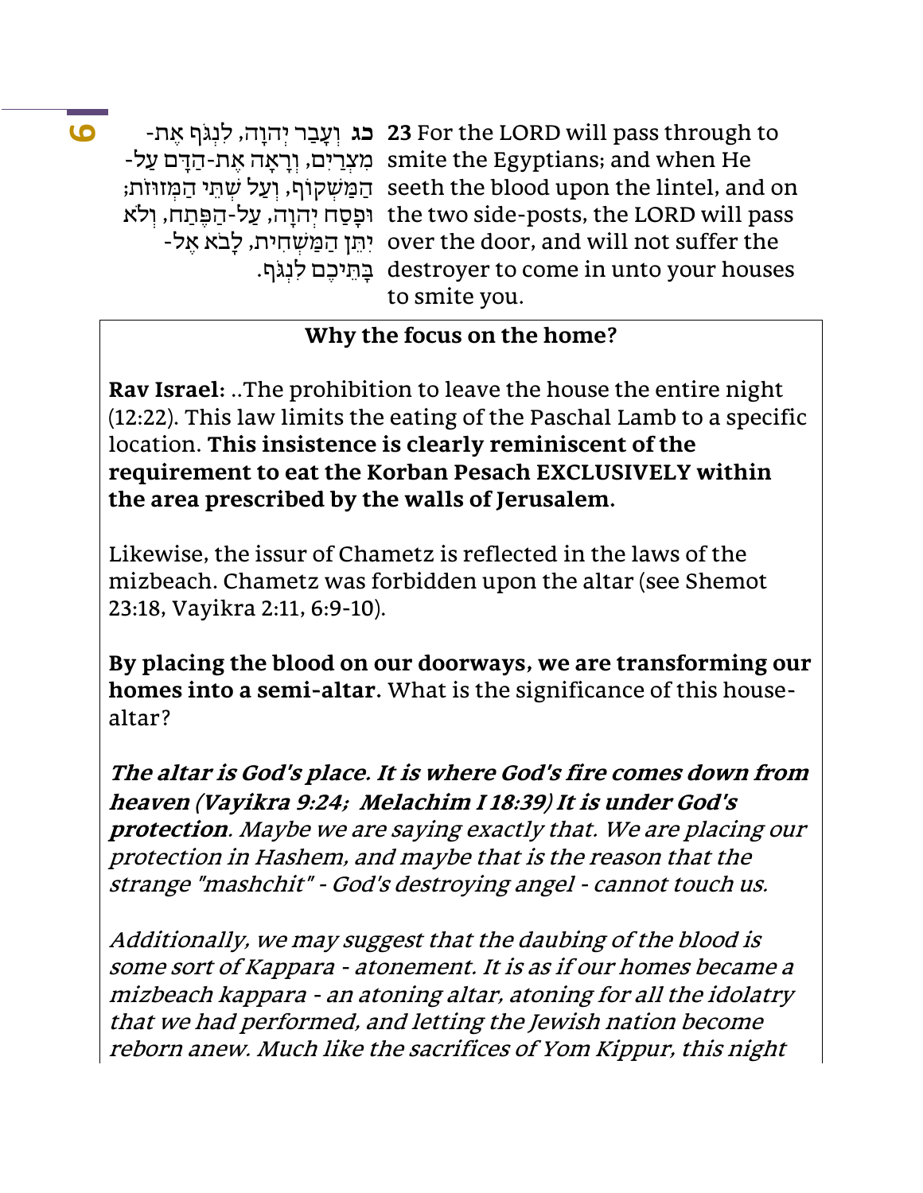כג וְעָבַר יְהוָה, לִנְגֹּף אֶת-מִצְרַיִם, וְרָאָה אֶת-הַדָּם עַל-הַמַּשְׁקוֹף, וְעַל שְׁתֵּי הַמְּזוּזֹת; וּפָסַח יְהוָה, עַל-הַפֶּתַח, וְלֹא יִתֵּן הַמַּשְׁחִית, לָבֹא אֶל-בָּתֵּיכֶם לִנְגֹּף.

**23** For the LORD will pass through to smite the Egyptians; and when He seeth the blood upon the lintel, and on the two side-posts, the LORD will pass over the door, and will not suffer the destroyer to come in unto your houses to smite you.

**Why the focus on the home?**

**Rav Israel:** ..The prohibition to leave the house the entire night (12:22). This law limits the eating of the Paschal Lamb to a specific location. **This insistence is clearly reminiscent of the requirement to eat the Korban Pesach EXCLUSIVELY within the area prescribed by the walls of Jerusalem.**

Likewise, the issur of Chametz is reflected in the laws of the mizbeach. Chametz was forbidden upon the altar (see Shemot 23:18, Vayikra 2:11, 6:9-10).

**By placing the blood on our doorways, we are transforming our homes into a semi-altar.** What is the significance of this house-altar?

***The altar is God's place. It is where God's fire comes down from heaven (Vayikra 9:24; Melachim I 18:39) It is under God's protection****. Maybe we are saying exactly that. We are placing our protection in Hashem, and maybe that is the reason that the strange "mashchit" - God's destroying angel - cannot touch us.*

*Additionally, we may suggest that the daubing of the blood is some sort of Kappara - atonement. It is as if our homes became a mizbeach kappara - an atoning altar, atoning for all the idolatry that we had performed, and letting the Jewish nation become reborn anew. Much like the sacrifices of Yom Kippur, this night*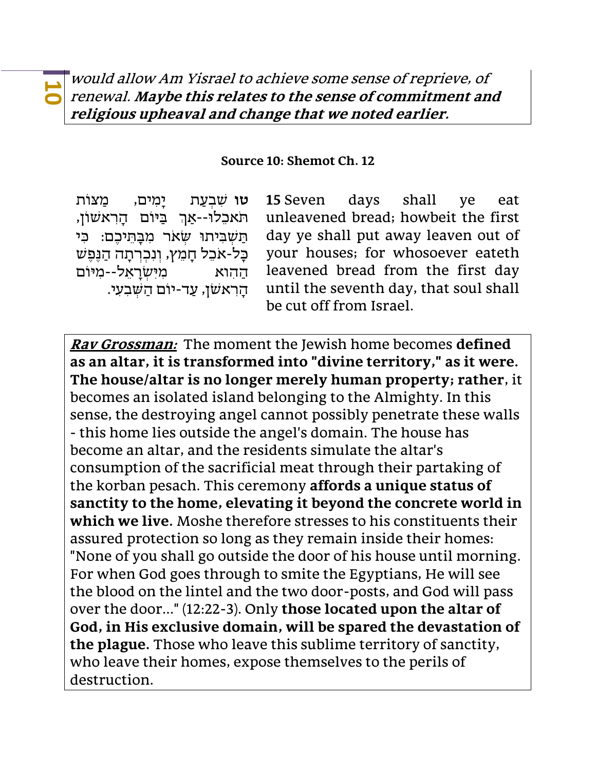*would allow Am Yisrael to achieve some sense of reprieve, of renewal.* ***Maybe this relates to the sense of commitment and religious upheaval and change that we noted earlier.***

**Source 10: Shemot Ch. 12**

**טו** שִׁבְעַת יָמִים, מַצּוֹת תֹּאכֵלוּ--אַךְ בַּיּוֹם הָרִאשׁוֹן, תַּשְׁבִּיתוּ שְּׂאֹר מִבָּתֵּיכֶם: כִּי כָּל-אֹכֵל חָמֵץ, וְנִכְרְתָה הַנֶּפֶשׁ הַהִוא מִיִּשְׂרָאֵל--מִיּוֹם הָרִאשֹׁן, עַד-יוֹם הַשְּׁבִעִי.

**15** Seven days shall ye eat unleavened bread; howbeit the first day ye shall put away leaven out of your houses; for whosoever eateth leavened bread from the first day until the seventh day, that soul shall be cut off from Israel.

***Rav Grossman:*** The moment the Jewish home becomes **defined as an altar, it is transformed into "divine territory," as it were. The house/altar is no longer merely human property; rather**, it becomes an isolated island belonging to the Almighty. In this sense, the destroying angel cannot possibly penetrate these walls - this home lies outside the angel's domain. The house has become an altar, and the residents simulate the altar's consumption of the sacrificial meat through their partaking of the korban pesach. This ceremony **affords a unique status of sanctity to the home, elevating it beyond the concrete world in which we live.** Moshe therefore stresses to his constituents their assured protection so long as they remain inside their homes: "None of you shall go outside the door of his house until morning. For when God goes through to smite the Egyptians, He will see the blood on the lintel and the two door-posts, and God will pass over the door…" (12:22-3). Only **those located upon the altar of God, in His exclusive domain, will be spared the devastation of the plague.** Those who leave this sublime territory of sanctity, who leave their homes, expose themselves to the perils of destruction.